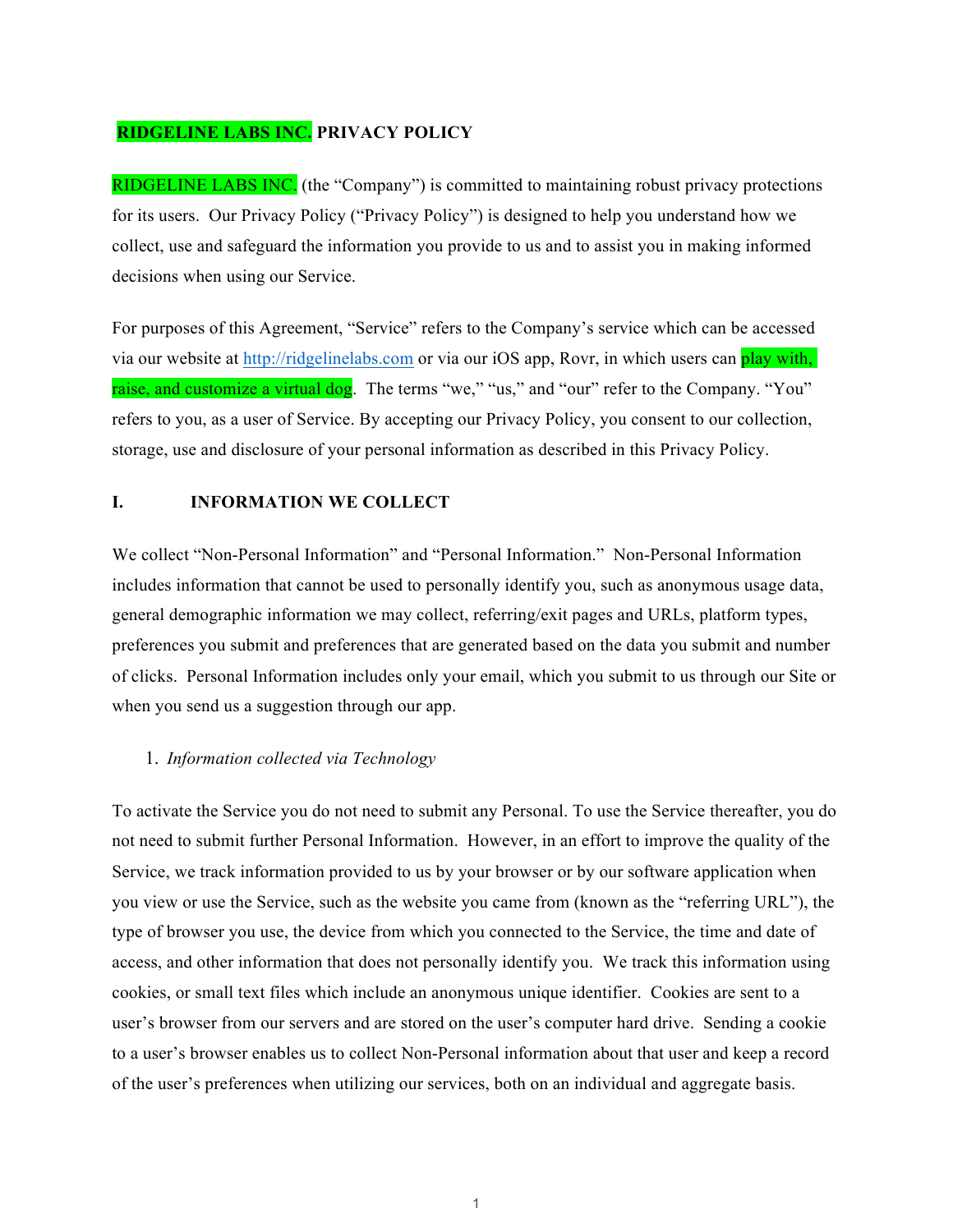# RIDGELINE LABS INC. PRIVACY POLICY

RIDGELINE LABS INC. (the "Company") is committed to maintaining robust privacy protections for its users. Our Privacy Policy ("Privacy Policy") is designed to help you understand how we collect, use and safeguard the information you provide to us and to assist you in making informed decisions when using our Service.

For purposes of this Agreement, "Service" refers to the Company's service which can be accessed via our website at http://ridgelinelabs.com or via our iOS app, Rovr, in which users can play with, raise, and customize a virtual dog. The terms "we," "us," and "our" refer to the Company. "You" refers to you, as a user of Service. By accepting our Privacy Policy, you consent to our collection, storage, use and disclosure of your personal information as described in this Privacy Policy.

## I. INFORMATION WE COLLECT

We collect "Non-Personal Information" and "Personal Information." Non-Personal Information includes information that cannot be used to personally identify you, such as anonymous usage data, general demographic information we may collect, referring/exit pages and URLs, platform types, preferences you submit and preferences that are generated based on the data you submit and number of clicks. Personal Information includes only your email, which you submit to us through our Site or when you send us a suggestion through our app.

1. *Information collected via Technology*

To activate the Service you do not need to submit any Personal. To use the Service thereafter, you do not need to submit further Personal Information. However, in an effort to improve the quality of the Service, we track information provided to us by your browser or by our software application when you view or use the Service, such as the website you came from (known as the "referring URL"), the type of browser you use, the device from which you connected to the Service, the time and date of access, and other information that does not personally identify you. We track this information using cookies, or small text files which include an anonymous unique identifier. Cookies are sent to a user's browser from our servers and are stored on the user's computer hard drive. Sending a cookie to a user's browser enables us to collect Non-Personal information about that user and keep a record of the user's preferences when utilizing our services, both on an individual and aggregate basis.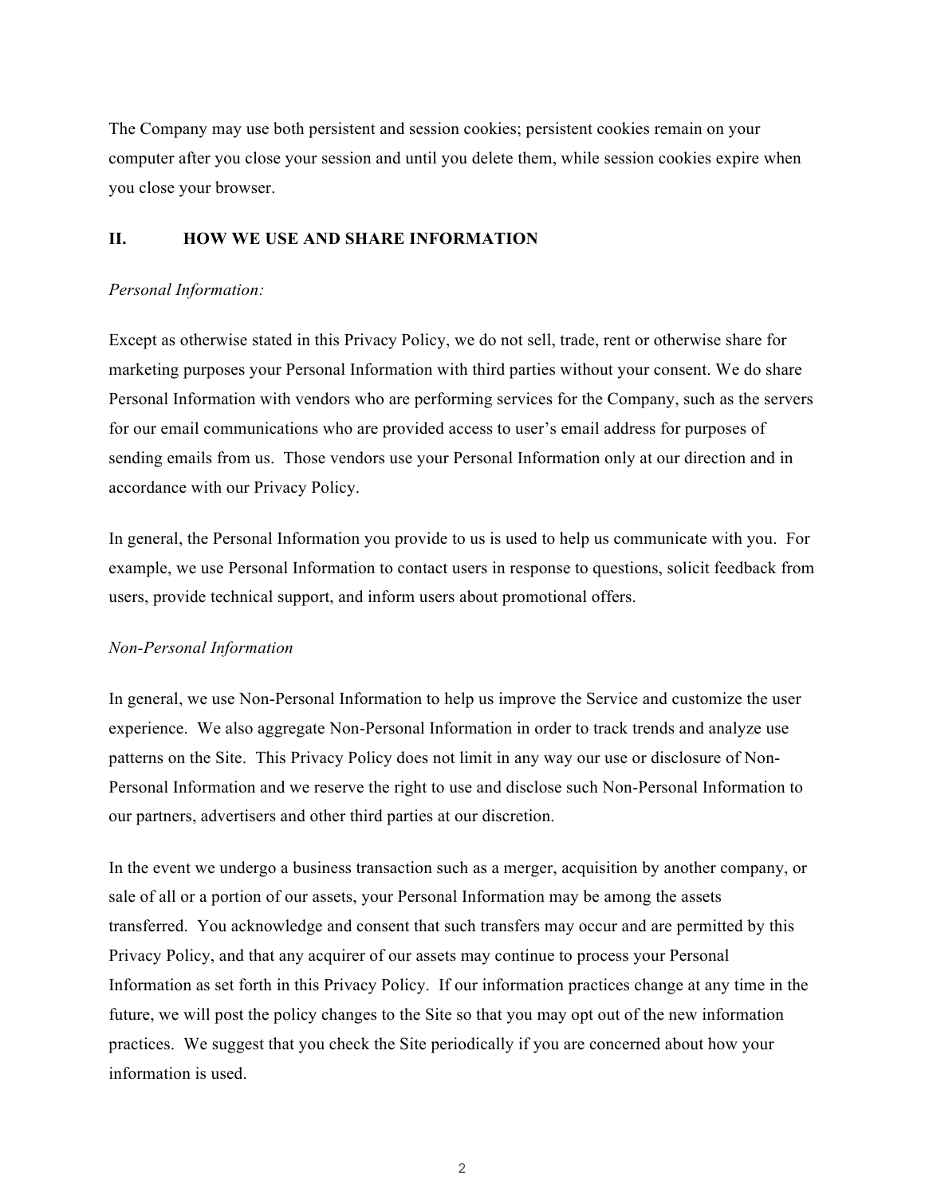The Company may use both persistent and session cookies; persistent cookies remain on your computer after you close your session and until you delete them, while session cookies expire when you close your browser.

## II. HOW WE USE AND SHARE INFORMATION

*Personal Information:*

Except as otherwise stated in this Privacy Policy, we do not sell, trade, rent or otherwise share for marketing purposes your Personal Information with third parties without your consent. We do share Personal Information with vendors who are performing services for the Company, such as the servers for our email communications who are provided access to user's email address for purposes of sending emails from us. Those vendors use your Personal Information only at our direction and in accordance with our Privacy Policy.

In general, the Personal Information you provide to us is used to help us communicate with you. For example, we use Personal Information to contact users in response to questions, solicit feedback from users, provide technical support, and inform users about promotional offers.

*Non-Personal Information*

In general, we use Non-Personal Information to help us improve the Service and customize the user experience. We also aggregate Non-Personal Information in order to track trends and analyze use patterns on the Site. This Privacy Policy does not limit in any way our use or disclosure of Non-Personal Information and we reserve the right to use and disclose such Non-Personal Information to our partners, advertisers and other third parties at our discretion.

In the event we undergo a business transaction such as a merger, acquisition by another company, or sale of all or a portion of our assets, your Personal Information may be among the assets transferred. You acknowledge and consent that such transfers may occur and are permitted by this Privacy Policy, and that any acquirer of our assets may continue to process your Personal Information as set forth in this Privacy Policy. If our information practices change at any time in the future, we will post the policy changes to the Site so that you may opt out of the new information practices. We suggest that you check the Site periodically if you are concerned about how your information is used.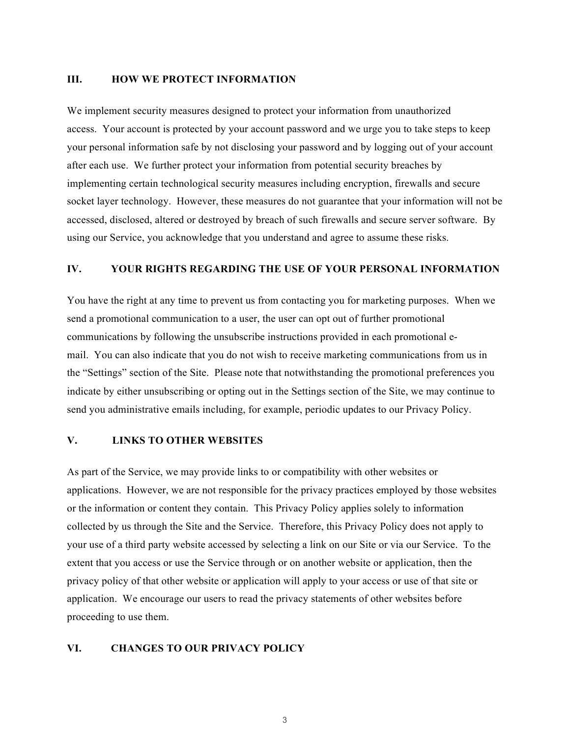## III. HOW WE PROTECT INFORMATION

We implement security measures designed to protect your information from unauthorized access. Your account is protected by your account password and we urge you to take steps to keep your personal information safe by not disclosing your password and by logging out of your account after each use. We further protect your information from potential security breaches by implementing certain technological security measures including encryption, firewalls and secure socket layer technology. However, these measures do not guarantee that your information will not be accessed, disclosed, altered or destroyed by breach of such firewalls and secure server software. By using our Service, you acknowledge that you understand and agree to assume these risks.

## IV. YOUR RIGHTS REGARDING THE USE OF YOUR PERSONAL INFORMATION

You have the right at any time to prevent us from contacting you for marketing purposes. When we send a promotional communication to a user, the user can opt out of further promotional communications by following the unsubscribe instructions provided in each promotional e-mail. You can also indicate that you do not wish to receive marketing communications from us in the "Settings" section of the Site. Please note that notwithstanding the promotional preferences you indicate by either unsubscribing or opting out in the Settings section of the Site, we may continue to send you administrative emails including, for example, periodic updates to our Privacy Policy.

## V. LINKS TO OTHER WEBSITES

As part of the Service, we may provide links to or compatibility with other websites or applications. However, we are not responsible for the privacy practices employed by those websites or the information or content they contain. This Privacy Policy applies solely to information collected by us through the Site and the Service. Therefore, this Privacy Policy does not apply to your use of a third party website accessed by selecting a link on our Site or via our Service. To the extent that you access or use the Service through or on another website or application, then the privacy policy of that other website or application will apply to your access or use of that site or application. We encourage our users to read the privacy statements of other websites before proceeding to use them.

## VI. CHANGES TO OUR PRIVACY POLICY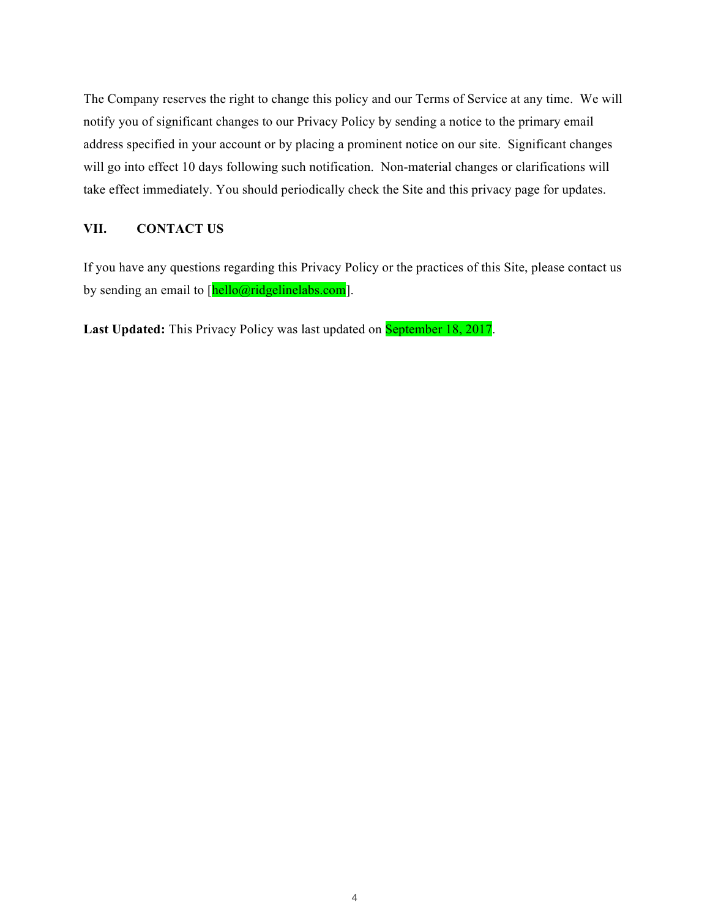The Company reserves the right to change this policy and our Terms of Service at any time. We will notify you of significant changes to our Privacy Policy by sending a notice to the primary email address specified in your account or by placing a prominent notice on our site. Significant changes will go into effect 10 days following such notification. Non-material changes or clarifications will take effect immediately. You should periodically check the Site and this privacy page for updates.

## VII. CONTACT US

If you have any questions regarding this Privacy Policy or the practices of this Site, please contact us by sending an email to [hello@ridgelinelabs.com].

**Last Updated:** This Privacy Policy was last updated on September 18, 2017.